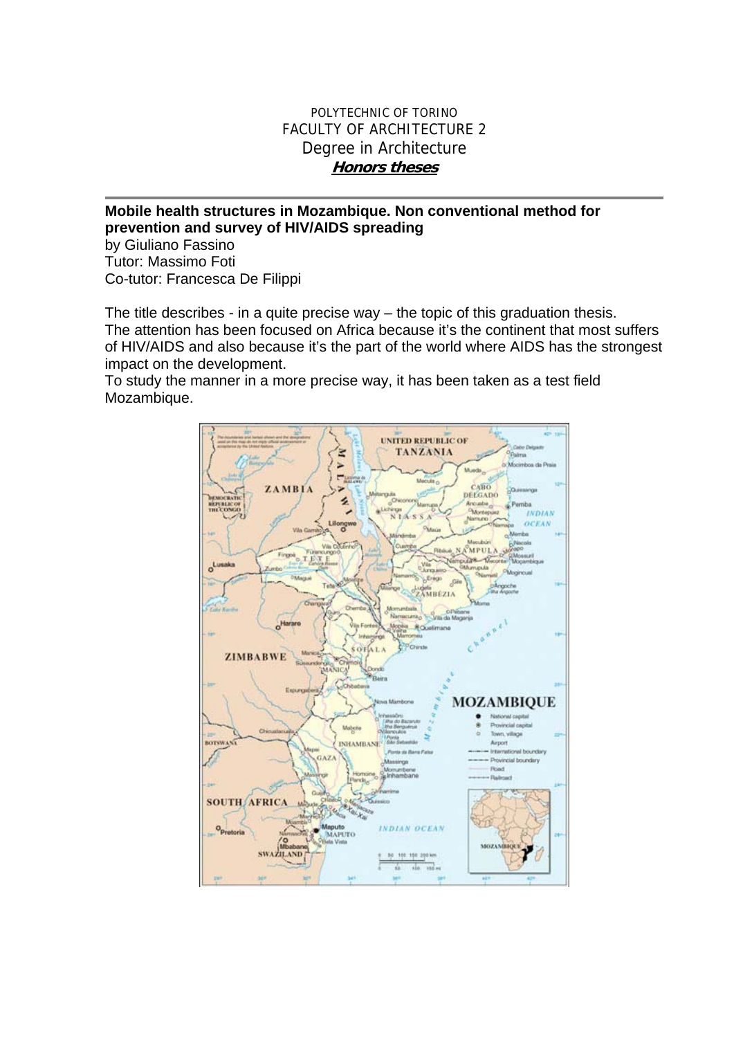POLYTECHNIC OF TORINO
FACULTY OF ARCHITECTURE 2
Degree in Architecture
**Honors theses**

---

**Mobile health structures in Mozambique. Non conventional method for prevention and survey of HIV/AIDS spreading**

by Giuliano Fassino
Tutor: Massimo Foti
Co-tutor: Francesca De Filippi

The title describes - in a quite precise way – the topic of this graduation thesis.
The attention has been focused on Africa because it's the continent that most suffers of HIV/AIDS and also because it's the part of the world where AIDS has the strongest impact on the development.
To study the manner in a more precise way, it has been taken as a test field Mozambique.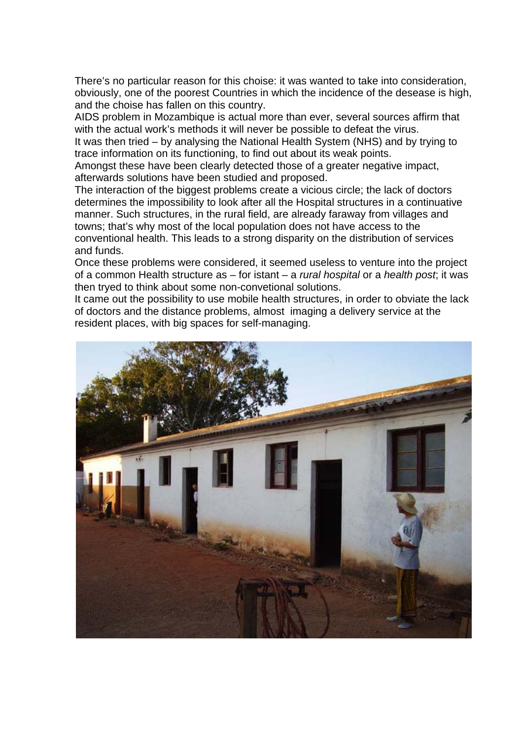There's no particular reason for this choise: it was wanted to take into consideration, obviously, one of the poorest Countries in which the incidence of the desease is high, and the choise has fallen on this country.

AIDS problem in Mozambique is actual more than ever, several sources affirm that with the actual work's methods it will never be possible to defeat the virus.

It was then tried – by analysing the National Health System (NHS) and by trying to trace information on its functioning, to find out about its weak points.

Amongst these have been clearly detected those of a greater negative impact, afterwards solutions have been studied and proposed.

The interaction of the biggest problems create a vicious circle; the lack of doctors determines the impossibility to look after all the Hospital structures in a continuative manner. Such structures, in the rural field, are already faraway from villages and towns; that's why most of the local population does not have access to the conventional health. This leads to a strong disparity on the distribution of services and funds.

Once these problems were considered, it seemed useless to venture into the project of a common Health structure as – for istant – a *rural hospital* or a *health post*; it was then tryed to think about some non-convetional solutions.

It came out the possibility to use mobile health structures, in order to obviate the lack of doctors and the distance problems, almost imaging a delivery service at the resident places, with big spaces for self-managing.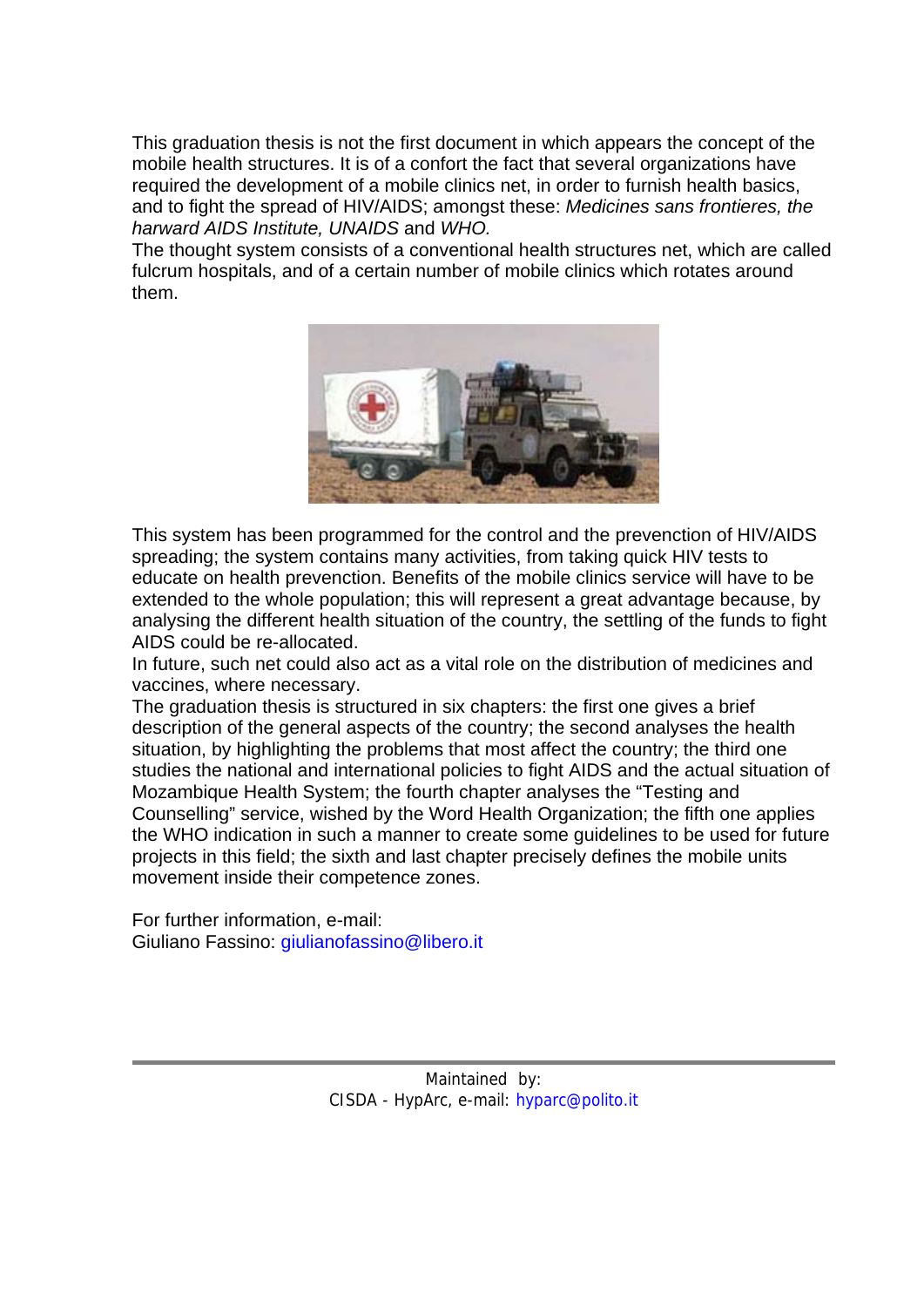This graduation thesis is not the first document in which appears the concept of the mobile health structures. It is of a confort the fact that several organizations have required the development of a mobile clinics net, in order to furnish health basics, and to fight the spread of HIV/AIDS; amongst these: *Medicines sans frontieres, the harward AIDS Institute, UNAIDS* and *WHO.*

The thought system consists of a conventional health structures net, which are called fulcrum hospitals, and of a certain number of mobile clinics which rotates around them.

This system has been programmed for the control and the prevenction of HIV/AIDS spreading; the system contains many activities, from taking quick HIV tests to educate on health prevenction. Benefits of the mobile clinics service will have to be extended to the whole population; this will represent a great advantage because, by analysing the different health situation of the country, the settling of the funds to fight AIDS could be re-allocated.

In future, such net could also act as a vital role on the distribution of medicines and vaccines, where necessary.

The graduation thesis is structured in six chapters: the first one gives a brief description of the general aspects of the country; the second analyses the health situation, by highlighting the problems that most affect the country; the third one studies the national and international policies to fight AIDS and the actual situation of Mozambique Health System; the fourth chapter analyses the "Testing and Counselling" service, wished by the Word Health Organization; the fifth one applies the WHO indication in such a manner to create some guidelines to be used for future projects in this field; the sixth and last chapter precisely defines the mobile units movement inside their competence zones.

For further information, e-mail:
Giuliano Fassino: giulianofassino@libero.it

Maintained by:
CISDA - HypArc, e-mail: hyparc@polito.it